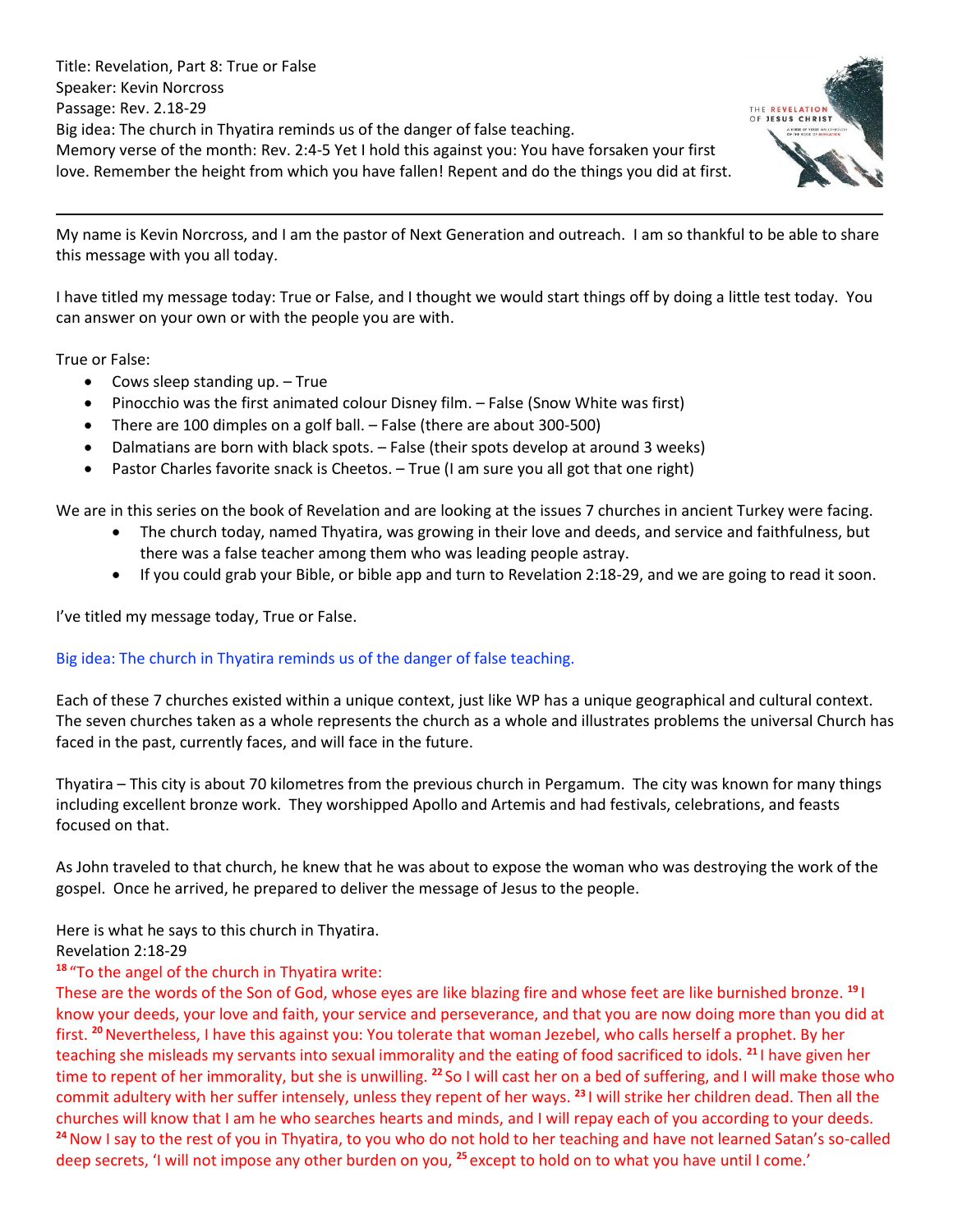Title: Revelation, Part 8: True or False
Speaker: Kevin Norcross
Passage: Rev. 2.18-29
Big idea: The church in Thyatira reminds us of the danger of false teaching.
Memory verse of the month: Rev. 2:4-5 Yet I hold this against you: You have forsaken your first love. Remember the height from which you have fallen! Repent and do the things you did at first.

---

My name is Kevin Norcross, and I am the pastor of Next Generation and outreach. I am so thankful to be able to share this message with you all today.

I have titled my message today: True or False, and I thought we would start things off by doing a little test today. You can answer on your own or with the people you are with.

True or False:

- Cows sleep standing up. – True
- Pinocchio was the first animated colour Disney film. – False (Snow White was first)
- There are 100 dimples on a golf ball. – False (there are about 300-500)
- Dalmatians are born with black spots. – False (their spots develop at around 3 weeks)
- Pastor Charles favorite snack is Cheetos. – True (I am sure you all got that one right)

We are in this series on the book of Revelation and are looking at the issues 7 churches in ancient Turkey were facing.

- The church today, named Thyatira, was growing in their love and deeds, and service and faithfulness, but there was a false teacher among them who was leading people astray.
- If you could grab your Bible, or bible app and turn to Revelation 2:18-29, and we are going to read it soon.

I've titled my message today, True or False.

Big idea: The church in Thyatira reminds us of the danger of false teaching.

Each of these 7 churches existed within a unique context, just like WP has a unique geographical and cultural context. The seven churches taken as a whole represents the church as a whole and illustrates problems the universal Church has faced in the past, currently faces, and will face in the future.

Thyatira – This city is about 70 kilometres from the previous church in Pergamum. The city was known for many things including excellent bronze work. They worshipped Apollo and Artemis and had festivals, celebrations, and feasts focused on that.

As John traveled to that church, he knew that he was about to expose the woman who was destroying the work of the gospel. Once he arrived, he prepared to deliver the message of Jesus to the people.

Here is what he says to this church in Thyatira.
Revelation 2:18-29

[18] "To the angel of the church in Thyatira write:
These are the words of the Son of God, whose eyes are like blazing fire and whose feet are like burnished bronze. [19] I know your deeds, your love and faith, your service and perseverance, and that you are now doing more than you did at first. [20] Nevertheless, I have this against you: You tolerate that woman Jezebel, who calls herself a prophet. By her teaching she misleads my servants into sexual immorality and the eating of food sacrificed to idols. [21] I have given her time to repent of her immorality, but she is unwilling. [22] So I will cast her on a bed of suffering, and I will make those who commit adultery with her suffer intensely, unless they repent of her ways. [23] I will strike her children dead. Then all the churches will know that I am he who searches hearts and minds, and I will repay each of you according to your deeds. [24] Now I say to the rest of you in Thyatira, to you who do not hold to her teaching and have not learned Satan's so-called deep secrets, 'I will not impose any other burden on you, [25] except to hold on to what you have until I come.'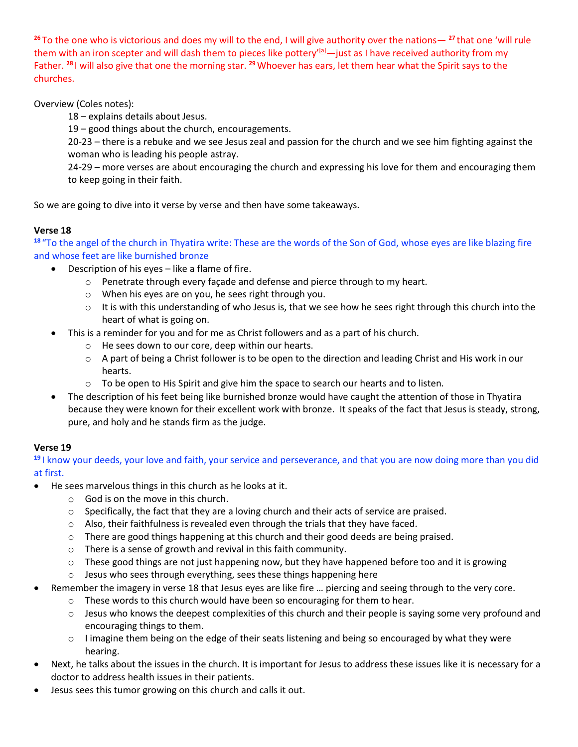[26] To the one who is victorious and does my will to the end, I will give authority over the nations— [27] that one 'will rule them with an iron scepter and will dash them to pieces like pottery'[a]—just as I have received authority from my Father. [28] I will also give that one the morning star. [29] Whoever has ears, let them hear what the Spirit says to the churches.

Overview (Coles notes):

18 – explains details about Jesus.

19 – good things about the church, encouragements.

20-23 – there is a rebuke and we see Jesus zeal and passion for the church and we see him fighting against the woman who is leading his people astray.

24-29 – more verses are about encouraging the church and expressing his love for them and encouraging them to keep going in their faith.

So we are going to dive into it verse by verse and then have some takeaways.

**Verse 18**

[18] "To the angel of the church in Thyatira write: These are the words of the Son of God, whose eyes are like blazing fire and whose feet are like burnished bronze

- Description of his eyes – like a flame of fire.
  - Penetrate through every façade and defense and pierce through to my heart.
  - When his eyes are on you, he sees right through you.
  - It is with this understanding of who Jesus is, that we see how he sees right through this church into the heart of what is going on.
- This is a reminder for you and for me as Christ followers and as a part of his church.
  - He sees down to our core, deep within our hearts.
  - A part of being a Christ follower is to be open to the direction and leading Christ and His work in our hearts.
  - To be open to His Spirit and give him the space to search our hearts and to listen.
- The description of his feet being like burnished bronze would have caught the attention of those in Thyatira because they were known for their excellent work with bronze. It speaks of the fact that Jesus is steady, strong, pure, and holy and he stands firm as the judge.

**Verse 19**

[19] I know your deeds, your love and faith, your service and perseverance, and that you are now doing more than you did at first.

- He sees marvelous things in this church as he looks at it.
  - God is on the move in this church.
  - Specifically, the fact that they are a loving church and their acts of service are praised.
  - Also, their faithfulness is revealed even through the trials that they have faced.
  - There are good things happening at this church and their good deeds are being praised.
  - There is a sense of growth and revival in this faith community.
  - These good things are not just happening now, but they have happened before too and it is growing
  - Jesus who sees through everything, sees these things happening here
- Remember the imagery in verse 18 that Jesus eyes are like fire … piercing and seeing through to the very core.
  - These words to this church would have been so encouraging for them to hear.
  - Jesus who knows the deepest complexities of this church and their people is saying some very profound and encouraging things to them.
  - I imagine them being on the edge of their seats listening and being so encouraged by what they were hearing.
- Next, he talks about the issues in the church. It is important for Jesus to address these issues like it is necessary for a doctor to address health issues in their patients.
- Jesus sees this tumor growing on this church and calls it out.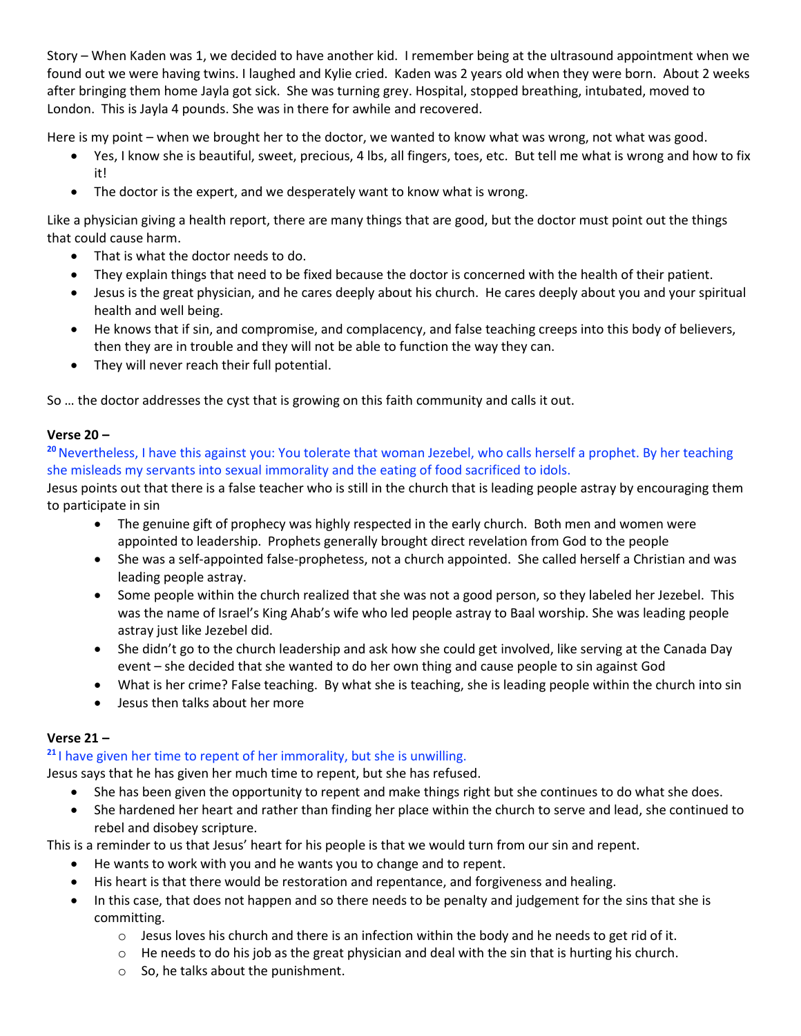Story – When Kaden was 1, we decided to have another kid. I remember being at the ultrasound appointment when we found out we were having twins. I laughed and Kylie cried. Kaden was 2 years old when they were born. About 2 weeks after bringing them home Jayla got sick. She was turning grey. Hospital, stopped breathing, intubated, moved to London. This is Jayla 4 pounds. She was in there for awhile and recovered.

Here is my point – when we brought her to the doctor, we wanted to know what was wrong, not what was good.

- Yes, I know she is beautiful, sweet, precious, 4 lbs, all fingers, toes, etc. But tell me what is wrong and how to fix it!
- The doctor is the expert, and we desperately want to know what is wrong.

Like a physician giving a health report, there are many things that are good, but the doctor must point out the things that could cause harm.

- That is what the doctor needs to do.
- They explain things that need to be fixed because the doctor is concerned with the health of their patient.
- Jesus is the great physician, and he cares deeply about his church. He cares deeply about you and your spiritual health and well being.
- He knows that if sin, and compromise, and complacency, and false teaching creeps into this body of believers, then they are in trouble and they will not be able to function the way they can.
- They will never reach their full potential.

So … the doctor addresses the cyst that is growing on this faith community and calls it out.

**Verse 20 –**

**20** Nevertheless, I have this against you: You tolerate that woman Jezebel, who calls herself a prophet. By her teaching she misleads my servants into sexual immorality and the eating of food sacrificed to idols.

Jesus points out that there is a false teacher who is still in the church that is leading people astray by encouraging them to participate in sin

- The genuine gift of prophecy was highly respected in the early church. Both men and women were appointed to leadership. Prophets generally brought direct revelation from God to the people
- She was a self-appointed false-prophetess, not a church appointed. She called herself a Christian and was leading people astray.
- Some people within the church realized that she was not a good person, so they labeled her Jezebel. This was the name of Israel's King Ahab's wife who led people astray to Baal worship. She was leading people astray just like Jezebel did.
- She didn't go to the church leadership and ask how she could get involved, like serving at the Canada Day event – she decided that she wanted to do her own thing and cause people to sin against God
- What is her crime? False teaching. By what she is teaching, she is leading people within the church into sin
- Jesus then talks about her more

**Verse 21 –**

**21** I have given her time to repent of her immorality, but she is unwilling.

Jesus says that he has given her much time to repent, but she has refused.

- She has been given the opportunity to repent and make things right but she continues to do what she does.
- She hardened her heart and rather than finding her place within the church to serve and lead, she continued to rebel and disobey scripture.

This is a reminder to us that Jesus' heart for his people is that we would turn from our sin and repent.

- He wants to work with you and he wants you to change and to repent.
- His heart is that there would be restoration and repentance, and forgiveness and healing.
- In this case, that does not happen and so there needs to be penalty and judgement for the sins that she is committing.
  - Jesus loves his church and there is an infection within the body and he needs to get rid of it.
  - He needs to do his job as the great physician and deal with the sin that is hurting his church.
  - So, he talks about the punishment.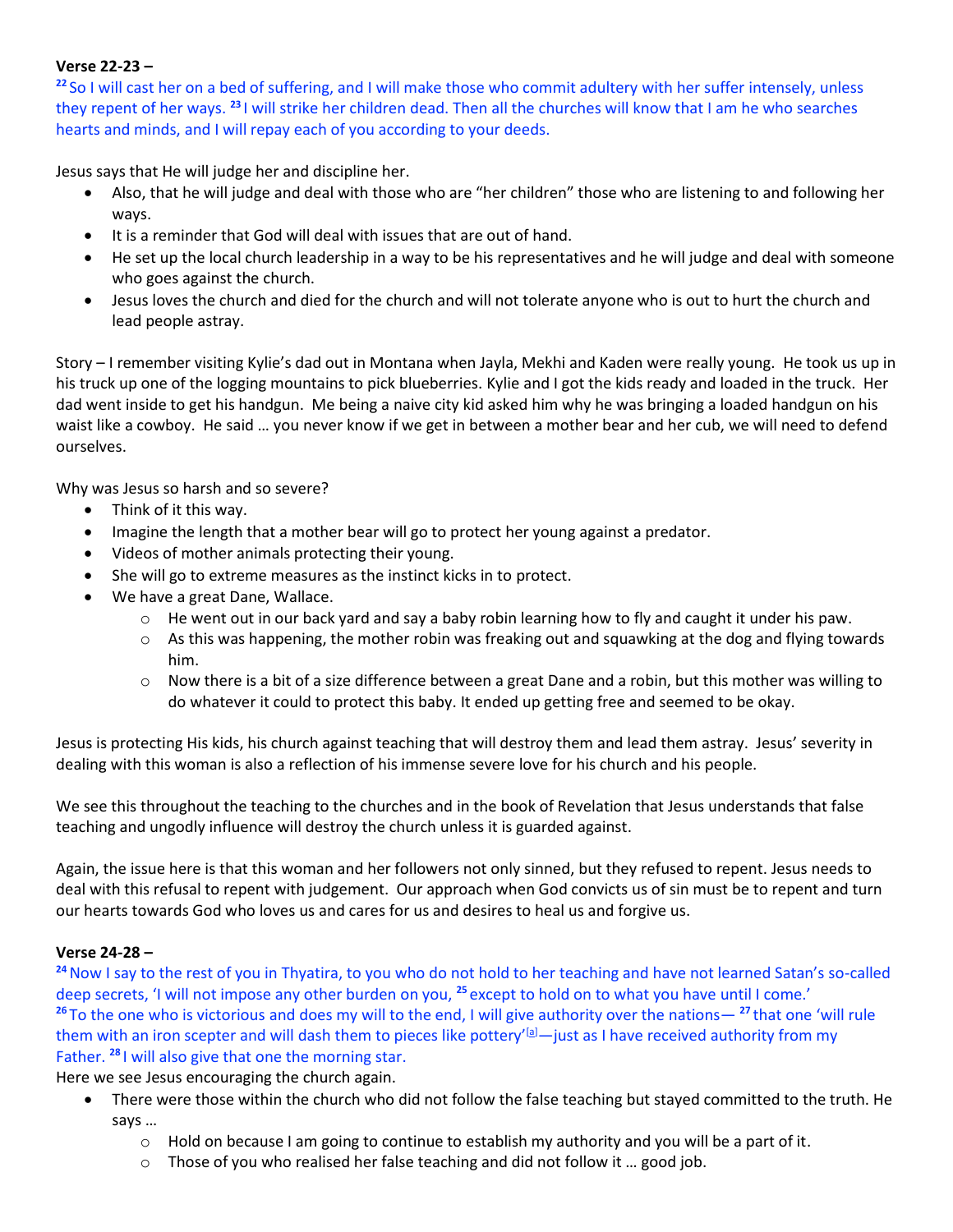**Verse 22-23 –**

[22] So I will cast her on a bed of suffering, and I will make those who commit adultery with her suffer intensely, unless they repent of her ways. [23] I will strike her children dead. Then all the churches will know that I am he who searches hearts and minds, and I will repay each of you according to your deeds.

Jesus says that He will judge her and discipline her.

- Also, that he will judge and deal with those who are "her children" those who are listening to and following her ways.
- It is a reminder that God will deal with issues that are out of hand.
- He set up the local church leadership in a way to be his representatives and he will judge and deal with someone who goes against the church.
- Jesus loves the church and died for the church and will not tolerate anyone who is out to hurt the church and lead people astray.

Story – I remember visiting Kylie's dad out in Montana when Jayla, Mekhi and Kaden were really young. He took us up in his truck up one of the logging mountains to pick blueberries. Kylie and I got the kids ready and loaded in the truck. Her dad went inside to get his handgun. Me being a naive city kid asked him why he was bringing a loaded handgun on his waist like a cowboy. He said … you never know if we get in between a mother bear and her cub, we will need to defend ourselves.

Why was Jesus so harsh and so severe?

- Think of it this way.
- Imagine the length that a mother bear will go to protect her young against a predator.
- Videos of mother animals protecting their young.
- She will go to extreme measures as the instinct kicks in to protect.
- We have a great Dane, Wallace.
  - He went out in our back yard and say a baby robin learning how to fly and caught it under his paw.
  - As this was happening, the mother robin was freaking out and squawking at the dog and flying towards him.
  - Now there is a bit of a size difference between a great Dane and a robin, but this mother was willing to do whatever it could to protect this baby. It ended up getting free and seemed to be okay.

Jesus is protecting His kids, his church against teaching that will destroy them and lead them astray. Jesus' severity in dealing with this woman is also a reflection of his immense severe love for his church and his people.

We see this throughout the teaching to the churches and in the book of Revelation that Jesus understands that false teaching and ungodly influence will destroy the church unless it is guarded against.

Again, the issue here is that this woman and her followers not only sinned, but they refused to repent. Jesus needs to deal with this refusal to repent with judgement. Our approach when God convicts us of sin must be to repent and turn our hearts towards God who loves us and cares for us and desires to heal us and forgive us.

**Verse 24-28 –**

[24] Now I say to the rest of you in Thyatira, to you who do not hold to her teaching and have not learned Satan's so-called deep secrets, 'I will not impose any other burden on you, [25] except to hold on to what you have until I come.' [26] To the one who is victorious and does my will to the end, I will give authority over the nations— [27] that one 'will rule them with an iron scepter and will dash them to pieces like pottery'[a]—just as I have received authority from my Father. [28] I will also give that one the morning star.

Here we see Jesus encouraging the church again.

- There were those within the church who did not follow the false teaching but stayed committed to the truth. He says …
  - Hold on because I am going to continue to establish my authority and you will be a part of it.
  - Those of you who realised her false teaching and did not follow it … good job.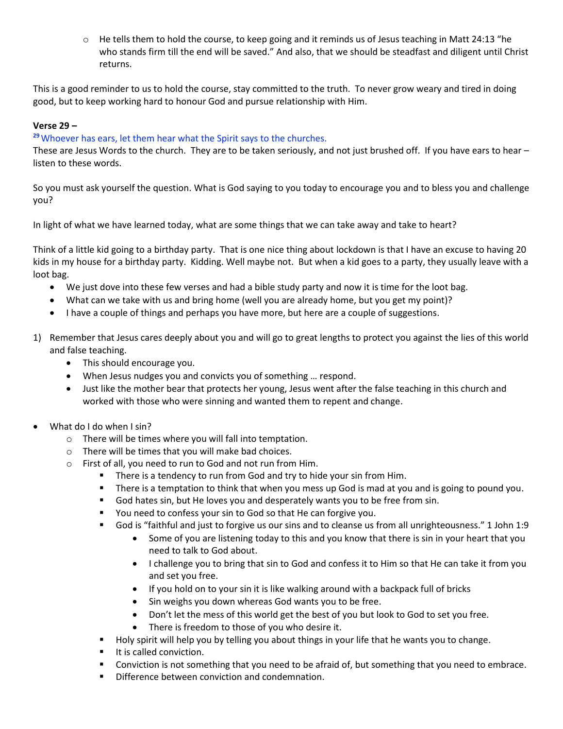- He tells them to hold the course, to keep going and it reminds us of Jesus teaching in Matt 24:13 "he who stands firm till the end will be saved." And also, that we should be steadfast and diligent until Christ returns.

This is a good reminder to us to hold the course, stay committed to the truth. To never grow weary and tired in doing good, but to keep working hard to honour God and pursue relationship with Him.

**Verse 29 –**

[29] Whoever has ears, let them hear what the Spirit says to the churches.

These are Jesus Words to the church. They are to be taken seriously, and not just brushed off. If you have ears to hear – listen to these words.

So you must ask yourself the question. What is God saying to you today to encourage you and to bless you and challenge you?

In light of what we have learned today, what are some things that we can take away and take to heart?

Think of a little kid going to a birthday party. That is one nice thing about lockdown is that I have an excuse to having 20 kids in my house for a birthday party. Kidding. Well maybe not. But when a kid goes to a party, they usually leave with a loot bag.

- We just dove into these few verses and had a bible study party and now it is time for the loot bag.
- What can we take with us and bring home (well you are already home, but you get my point)?
- I have a couple of things and perhaps you have more, but here are a couple of suggestions.

1) Remember that Jesus cares deeply about you and will go to great lengths to protect you against the lies of this world and false teaching.
    - This should encourage you.
    - When Jesus nudges you and convicts you of something … respond.
    - Just like the mother bear that protects her young, Jesus went after the false teaching in this church and worked with those who were sinning and wanted them to repent and change.

- What do I do when I sin?
    - There will be times where you will fall into temptation.
    - There will be times that you will make bad choices.
    - First of all, you need to run to God and not run from Him.
        - There is a tendency to run from God and try to hide your sin from Him.
        - There is a temptation to think that when you mess up God is mad at you and is going to pound you.
        - God hates sin, but He loves you and desperately wants you to be free from sin.
        - You need to confess your sin to God so that He can forgive you.
        - God is "faithful and just to forgive us our sins and to cleanse us from all unrighteousness." 1 John 1:9
            - Some of you are listening today to this and you know that there is sin in your heart that you need to talk to God about.
            - I challenge you to bring that sin to God and confess it to Him so that He can take it from you and set you free.
            - If you hold on to your sin it is like walking around with a backpack full of bricks
            - Sin weighs you down whereas God wants you to be free.
            - Don't let the mess of this world get the best of you but look to God to set you free.
            - There is freedom to those of you who desire it.
        - Holy spirit will help you by telling you about things in your life that he wants you to change.
        - It is called conviction.
        - Conviction is not something that you need to be afraid of, but something that you need to embrace.
        - Difference between conviction and condemnation.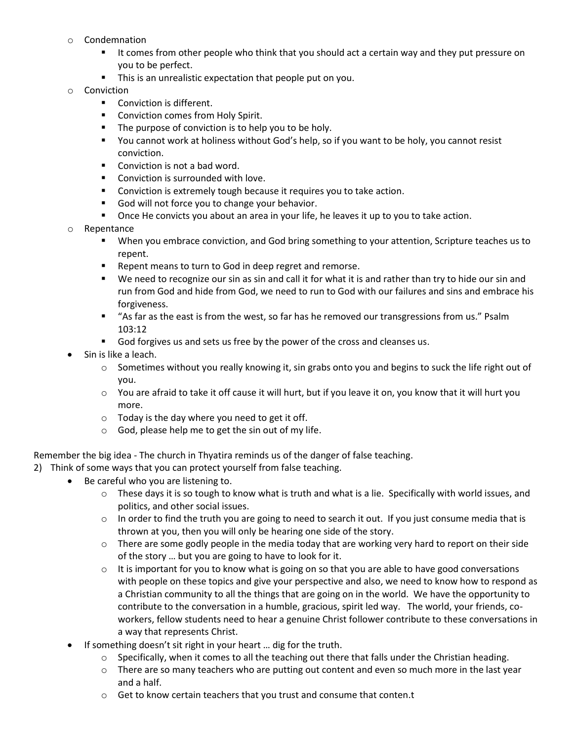- Condemnation
        - It comes from other people who think that you should act a certain way and they put pressure on you to be perfect.
        - This is an unrealistic expectation that people put on you.
    - Conviction
        - Conviction is different.
        - Conviction comes from Holy Spirit.
        - The purpose of conviction is to help you to be holy.
        - You cannot work at holiness without God's help, so if you want to be holy, you cannot resist conviction.
        - Conviction is not a bad word.
        - Conviction is surrounded with love.
        - Conviction is extremely tough because it requires you to take action.
        - God will not force you to change your behavior.
        - Once He convicts you about an area in your life, he leaves it up to you to take action.
    - Repentance
        - When you embrace conviction, and God bring something to your attention, Scripture teaches us to repent.
        - Repent means to turn to God in deep regret and remorse.
        - We need to recognize our sin as sin and call it for what it is and rather than try to hide our sin and run from God and hide from God, we need to run to God with our failures and sins and embrace his forgiveness.
        - "As far as the east is from the west, so far has he removed our transgressions from us." Psalm 103:12
        - God forgives us and sets us free by the power of the cross and cleanses us.
- Sin is like a leach.
    - Sometimes without you really knowing it, sin grabs onto you and begins to suck the life right out of you.
    - You are afraid to take it off cause it will hurt, but if you leave it on, you know that it will hurt you more.
    - Today is the day where you need to get it off.
    - God, please help me to get the sin out of my life.

Remember the big idea - The church in Thyatira reminds us of the danger of false teaching.

2) Think of some ways that you can protect yourself from false teaching.
    - Be careful who you are listening to.
        - These days it is so tough to know what is truth and what is a lie. Specifically with world issues, and politics, and other social issues.
        - In order to find the truth you are going to need to search it out. If you just consume media that is thrown at you, then you will only be hearing one side of the story.
        - There are some godly people in the media today that are working very hard to report on their side of the story … but you are going to have to look for it.
        - It is important for you to know what is going on so that you are able to have good conversations with people on these topics and give your perspective and also, we need to know how to respond as a Christian community to all the things that are going on in the world. We have the opportunity to contribute to the conversation in a humble, gracious, spirit led way. The world, your friends, co-workers, fellow students need to hear a genuine Christ follower contribute to these conversations in a way that represents Christ.
    - If something doesn't sit right in your heart … dig for the truth.
        - Specifically, when it comes to all the teaching out there that falls under the Christian heading.
        - There are so many teachers who are putting out content and even so much more in the last year and a half.
        - Get to know certain teachers that you trust and consume that conten.t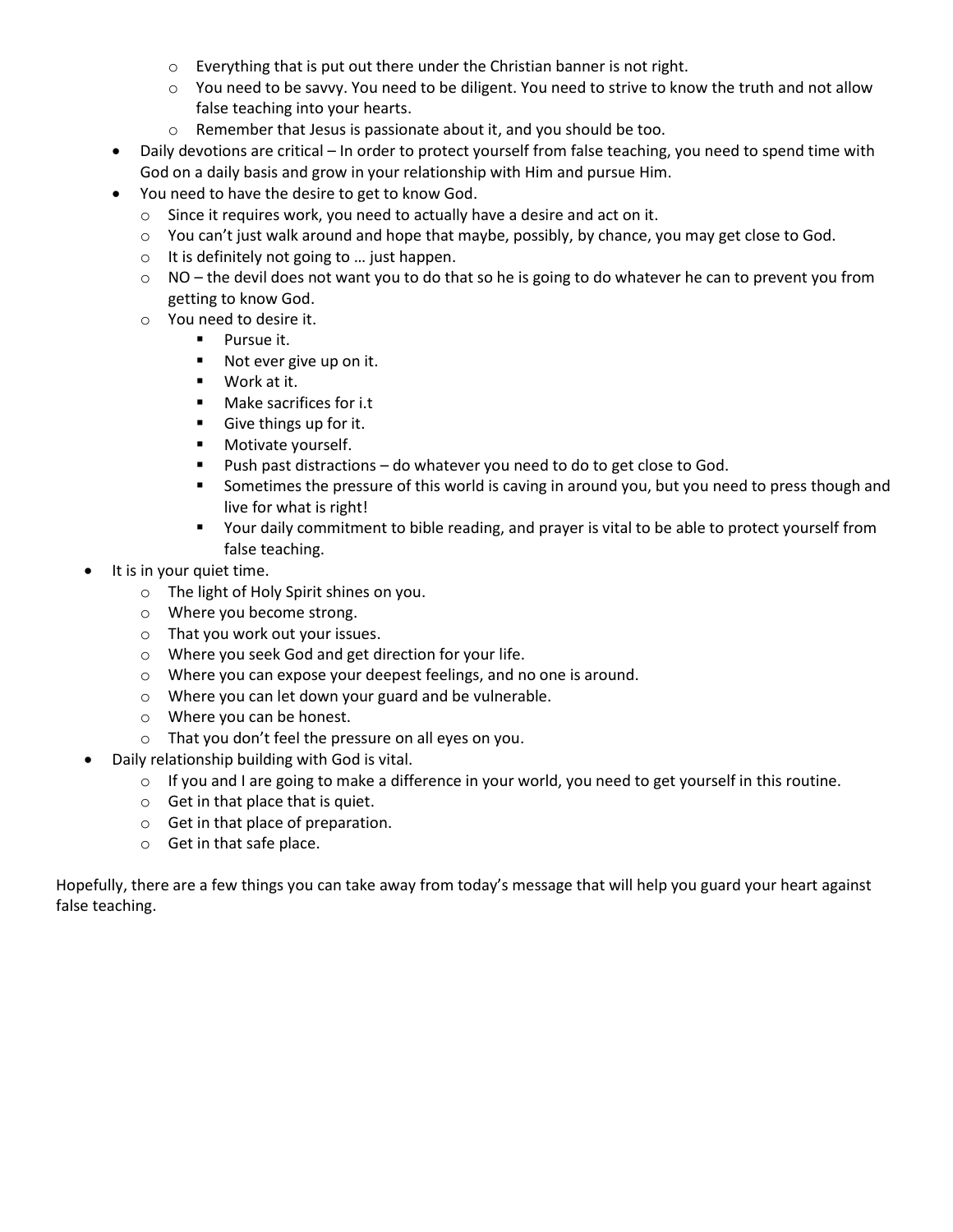- Everything that is put out there under the Christian banner is not right.
  - You need to be savvy. You need to be diligent. You need to strive to know the truth and not allow false teaching into your hearts.
  - Remember that Jesus is passionate about it, and you should be too.
- Daily devotions are critical – In order to protect yourself from false teaching, you need to spend time with God on a daily basis and grow in your relationship with Him and pursue Him.
- You need to have the desire to get to know God.
  - Since it requires work, you need to actually have a desire and act on it.
  - You can't just walk around and hope that maybe, possibly, by chance, you may get close to God.
  - It is definitely not going to … just happen.
  - NO – the devil does not want you to do that so he is going to do whatever he can to prevent you from getting to know God.
  - You need to desire it.
    - Pursue it.
    - Not ever give up on it.
    - Work at it.
    - Make sacrifices for i.t
    - Give things up for it.
    - Motivate yourself.
    - Push past distractions – do whatever you need to do to get close to God.
    - Sometimes the pressure of this world is caving in around you, but you need to press though and live for what is right!
    - Your daily commitment to bible reading, and prayer is vital to be able to protect yourself from false teaching.

- It is in your quiet time.
  - The light of Holy Spirit shines on you.
  - Where you become strong.
  - That you work out your issues.
  - Where you seek God and get direction for your life.
  - Where you can expose your deepest feelings, and no one is around.
  - Where you can let down your guard and be vulnerable.
  - Where you can be honest.
  - That you don't feel the pressure on all eyes on you.
- Daily relationship building with God is vital.
  - If you and I are going to make a difference in your world, you need to get yourself in this routine.
  - Get in that place that is quiet.
  - Get in that place of preparation.
  - Get in that safe place.

Hopefully, there are a few things you can take away from today's message that will help you guard your heart against false teaching.